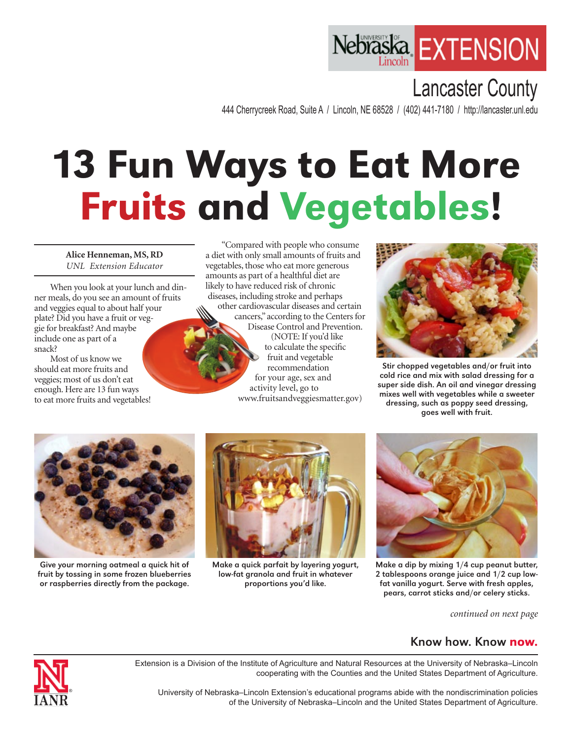Nebraska Lincoln EXTENSION

Lancaster County

444 Cherrycreek Road, Suite A / Lincoln, NE 68528 / (402) 441-7180 / http://lancaster.unl.edu

# 13 Fun Ways to Eat More Fruits and Vegetables!

**Alice Henneman, MS, RD**
*UNL Extension Educator*

When you look at your lunch and dinner meals, do you see an amount of fruits and veggies equal to about half your plate? Did you have a fruit or veggie for breakfast? And maybe include one as part of a snack?

Most of us know we should eat more fruits and veggies; most of us don't eat enough. Here are 13 fun ways to eat more fruits and vegetables!

"Compared with people who consume a diet with only small amounts of fruits and vegetables, those who eat more generous amounts as part of a healthful diet are likely to have reduced risk of chronic diseases, including stroke and perhaps other cardiovascular diseases and certain cancers," according to the Centers for Disease Control and Prevention. (NOTE: If you'd like to calculate the specific fruit and vegetable recommendation for your age, sex and activity level, go to www.fruitsandveggiesmatter.gov)

**Stir chopped vegetables and/or fruit into cold rice and mix with salad dressing for a super side dish. An oil and vinegar dressing mixes well with vegetables while a sweeter dressing, such as poppy seed dressing, goes well with fruit.**

**Give your morning oatmeal a quick hit of fruit by tossing in some frozen blueberries or raspberries directly from the package.**

**Make a quick parfait by layering yogurt, low-fat granola and fruit in whatever proportions you'd like.**

**Make a dip by mixing 1/4 cup peanut butter, 2 tablespoons orange juice and 1/2 cup low-fat vanilla yogurt. Serve with fresh apples, pears, carrot sticks and/or celery sticks.**

*continued on next page*

**Know how. Know now.**

Extension is a Division of the Institute of Agriculture and Natural Resources at the University of Nebraska–Lincoln cooperating with the Counties and the United States Department of Agriculture.

University of Nebraska–Lincoln Extension's educational programs abide with the nondiscrimination policies of the University of Nebraska–Lincoln and the United States Department of Agriculture.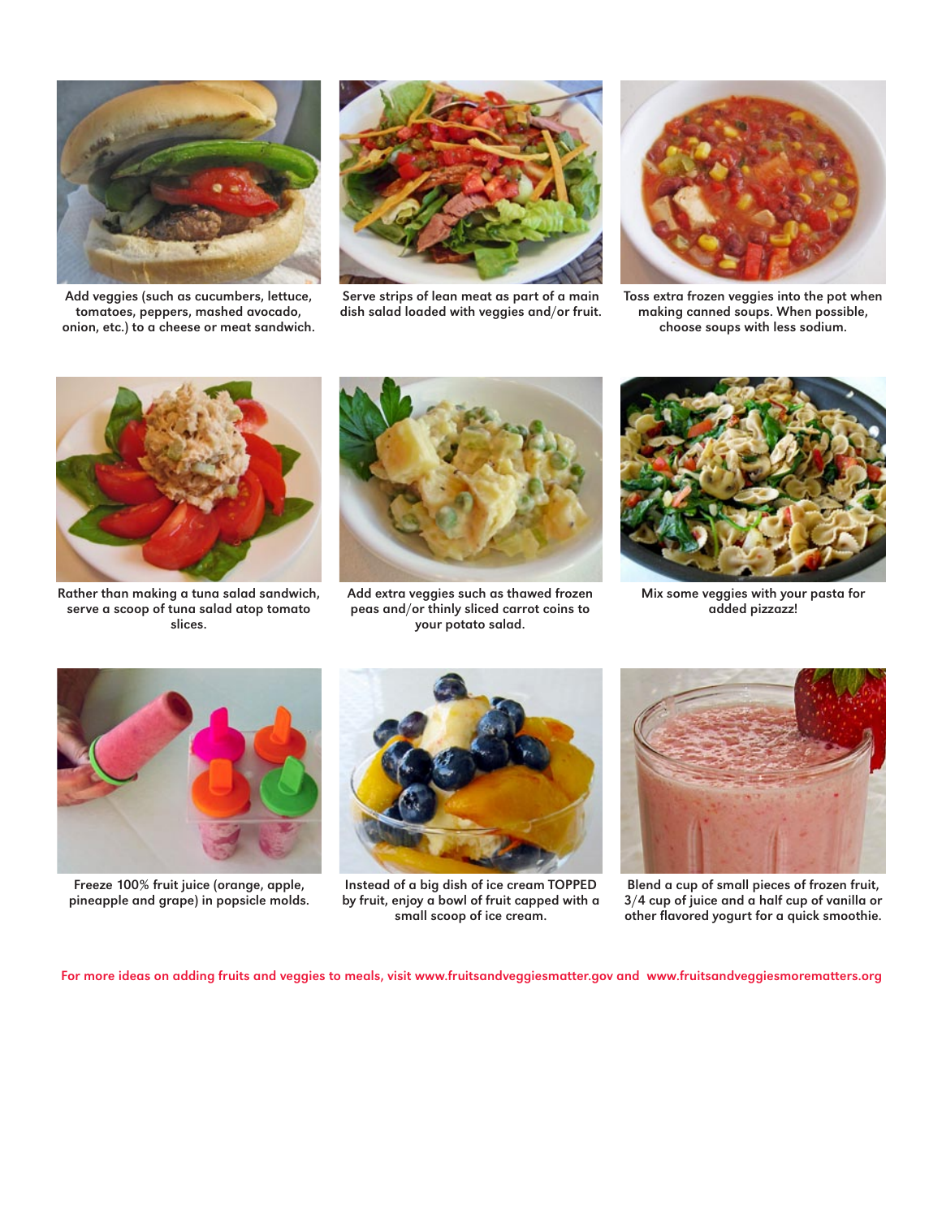Add veggies (such as cucumbers, lettuce, tomatoes, peppers, mashed avocado, onion, etc.) to a cheese or meat sandwich.

Serve strips of lean meat as part of a main dish salad loaded with veggies and/or fruit.

Toss extra frozen veggies into the pot when making canned soups. When possible, choose soups with less sodium.

Rather than making a tuna salad sandwich, serve a scoop of tuna salad atop tomato slices.

Add extra veggies such as thawed frozen peas and/or thinly sliced carrot coins to your potato salad.

Mix some veggies with your pasta for added pizzazz!

Freeze 100% fruit juice (orange, apple, pineapple and grape) in popsicle molds.

Instead of a big dish of ice cream TOPPED by fruit, enjoy a bowl of fruit capped with a small scoop of ice cream.

Blend a cup of small pieces of frozen fruit, 3/4 cup of juice and a half cup of vanilla or other flavored yogurt for a quick smoothie.

**For more ideas on adding fruits and veggies to meals, visit www.fruitsandveggiesmatter.gov and www.fruitsandveggiesmorematters.org**